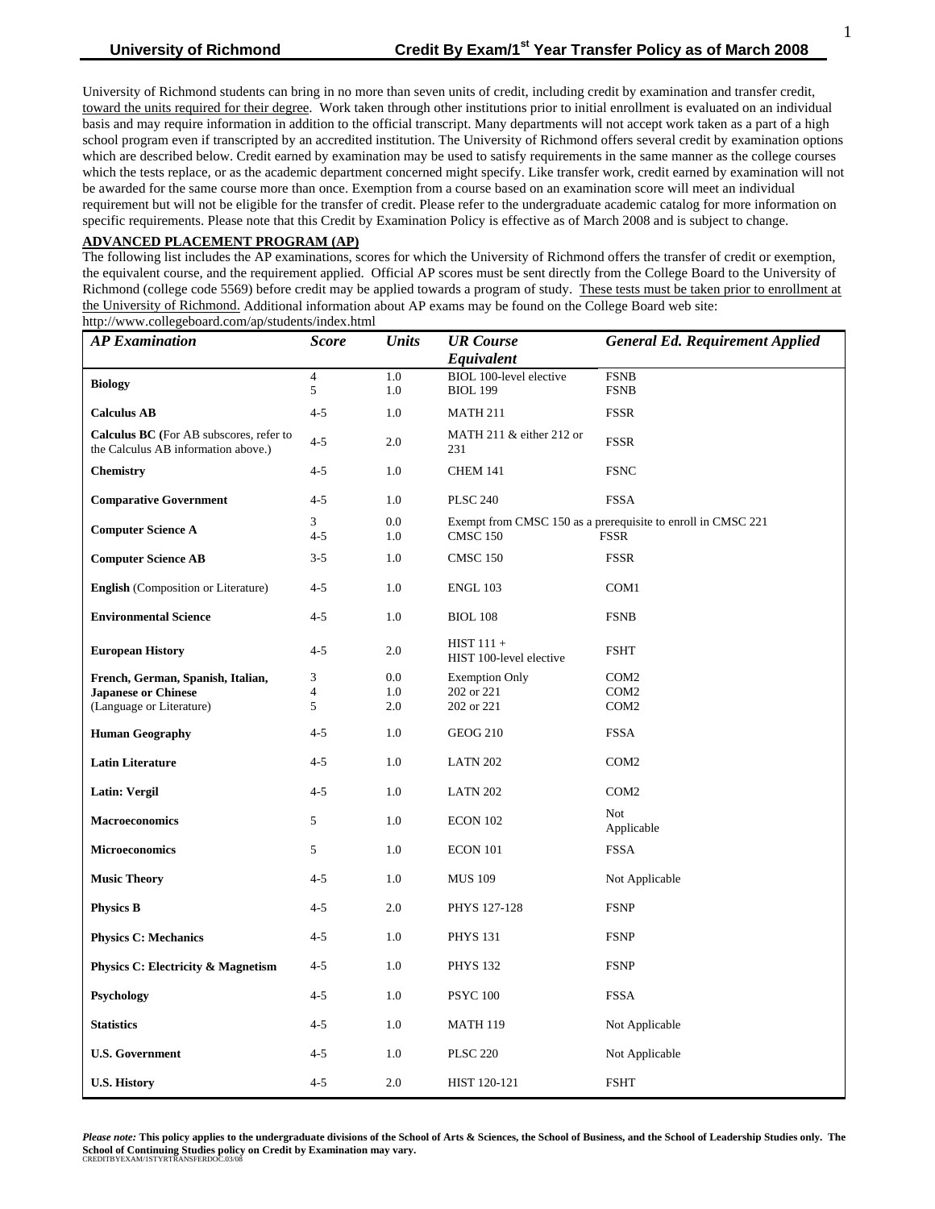**University of Richmond** **Credit By Exam/1st Year Transfer Policy as of March 2008**

University of Richmond students can bring in no more than seven units of credit, including credit by examination and transfer credit, toward the units required for their degree. Work taken through other institutions prior to initial enrollment is evaluated on an individual basis and may require information in addition to the official transcript. Many departments will not accept work taken as a part of a high school program even if transcripted by an accredited institution. The University of Richmond offers several credit by examination options which are described below. Credit earned by examination may be used to satisfy requirements in the same manner as the college courses which the tests replace, or as the academic department concerned might specify. Like transfer work, credit earned by examination will not be awarded for the same course more than once. Exemption from a course based on an examination score will meet an individual requirement but will not be eligible for the transfer of credit. Please refer to the undergraduate academic catalog for more information on specific requirements. Please note that this Credit by Examination Policy is effective as of March 2008 and is subject to change.

## ADVANCED PLACEMENT PROGRAM (AP)

The following list includes the AP examinations, scores for which the University of Richmond offers the transfer of credit or exemption, the equivalent course, and the requirement applied. Official AP scores must be sent directly from the College Board to the University of Richmond (college code 5569) before credit may be applied towards a program of study. These tests must be taken prior to enrollment at the University of Richmond. Additional information about AP exams may be found on the College Board web site: http://www.collegeboard.com/ap/students/index.html

| *AP Examination* | *Score* | *Units* | *UR Course Equivalent* | *General Ed. Requirement Applied* |
|---|---|---|---|---|
| **Biology** | 4 | 1.0 | BIOL 100-level elective | FSNB |
| | 5 | 1.0 | BIOL 199 | FSNB |
| **Calculus AB** | 4-5 | 1.0 | MATH 211 | FSSR |
| **Calculus BC** (For AB subscores, refer to the Calculus AB information above.) | 4-5 | 2.0 | MATH 211 & either 212 or 231 | FSSR |
| **Chemistry** | 4-5 | 1.0 | CHEM 141 | FSNC |
| **Comparative Government** | 4-5 | 1.0 | PLSC 240 | FSSA |
| **Computer Science A** | 3 | 0.0 | Exempt from CMSC 150 as a prerequisite to enroll in CMSC 221 | |
| | 4-5 | 1.0 | CMSC 150 | FSSR |
| **Computer Science AB** | 3-5 | 1.0 | CMSC 150 | FSSR |
| **English** (Composition or Literature) | 4-5 | 1.0 | ENGL 103 | COM1 |
| **Environmental Science** | 4-5 | 1.0 | BIOL 108 | FSNB |
| **European History** | 4-5 | 2.0 | HIST 111 + HIST 100-level elective | FSHT |
| **French, German, Spanish, Italian, Japanese or Chinese** (Language or Literature) | 3 | 0.0 | Exemption Only | COM2 |
| | 4 | 1.0 | 202 or 221 | COM2 |
| | 5 | 2.0 | 202 or 221 | COM2 |
| **Human Geography** | 4-5 | 1.0 | GEOG 210 | FSSA |
| **Latin Literature** | 4-5 | 1.0 | LATN 202 | COM2 |
| **Latin: Vergil** | 4-5 | 1.0 | LATN 202 | COM2 |
| **Macroeconomics** | 5 | 1.0 | ECON 102 | Not Applicable |
| **Microeconomics** | 5 | 1.0 | ECON 101 | FSSA |
| **Music Theory** | 4-5 | 1.0 | MUS 109 | Not Applicable |
| **Physics B** | 4-5 | 2.0 | PHYS 127-128 | FSNP |
| **Physics C: Mechanics** | 4-5 | 1.0 | PHYS 131 | FSNP |
| **Physics C: Electricity & Magnetism** | 4-5 | 1.0 | PHYS 132 | FSNP |
| **Psychology** | 4-5 | 1.0 | PSYC 100 | FSSA |
| **Statistics** | 4-5 | 1.0 | MATH 119 | Not Applicable |
| **U.S. Government** | 4-5 | 1.0 | PLSC 220 | Not Applicable |
| **U.S. History** | 4-5 | 2.0 | HIST 120-121 | FSHT |

***Please note:*** **This policy applies to the undergraduate divisions of the School of Arts & Sciences, the School of Business, and the School of Leadership Studies only. The School of Continuing Studies policy on Credit by Examination may vary.**

CREDITBYEXAM/1STYRTRANSFERDOC.03/08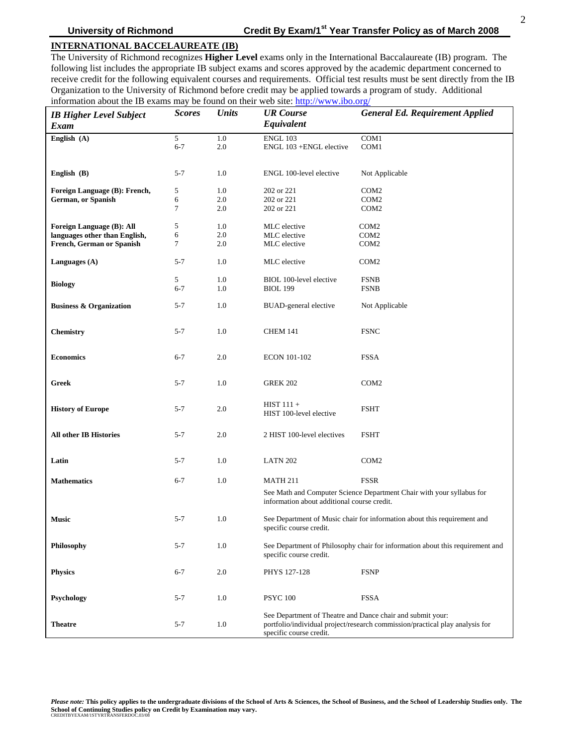## INTERNATIONAL BACCELAUREATE (IB)

The University of Richmond recognizes **Higher Level** exams only in the International Baccalaureate (IB) program. The following list includes the appropriate IB subject exams and scores approved by the academic department concerned to receive credit for the following equivalent courses and requirements. Official test results must be sent directly from the IB Organization to the University of Richmond before credit may be applied towards a program of study. Additional information about the IB exams may be found on their web site: http://www.ibo.org/

| *IB Higher Level Subject Exam* | *Scores* | *Units* | *UR Course Equivalent* | *General Ed. Requirement Applied* |
|---|---|---|---|---|
| **English (A)** | 5 | 1.0 | ENGL 103 | COM1 |
| | 6-7 | 2.0 | ENGL 103 +ENGL elective | COM1 |
| **English (B)** | 5-7 | 1.0 | ENGL 100-level elective | Not Applicable |
| **Foreign Language (B): French, German, or Spanish** | 5 | 1.0 | 202 or 221 | COM2 |
| | 6 | 2.0 | 202 or 221 | COM2 |
| | 7 | 2.0 | 202 or 221 | COM2 |
| **Foreign Language (B): All languages other than English, French, German or Spanish** | 5 | 1.0 | MLC elective | COM2 |
| | 6 | 2.0 | MLC elective | COM2 |
| | 7 | 2.0 | MLC elective | COM2 |
| **Languages (A)** | 5-7 | 1.0 | MLC elective | COM2 |
| **Biology** | 5 | 1.0 | BIOL 100-level elective | FSNB |
| | 6-7 | 1.0 | BIOL 199 | FSNB |
| **Business & Organization** | 5-7 | 1.0 | BUAD-general elective | Not Applicable |
| **Chemistry** | 5-7 | 1.0 | CHEM 141 | FSNC |
| **Economics** | 6-7 | 2.0 | ECON 101-102 | FSSA |
| **Greek** | 5-7 | 1.0 | GREK 202 | COM2 |
| **History of Europe** | 5-7 | 2.0 | HIST 111 + HIST 100-level elective | FSHT |
| **All other IB Histories** | 5-7 | 2.0 | 2 HIST 100-level electives | FSHT |
| **Latin** | 5-7 | 1.0 | LATN 202 | COM2 |
| **Mathematics** | 6-7 | 1.0 | MATH 211 | FSSR |
| | | | See Math and Computer Science Department Chair with your syllabus for information about additional course credit. | |
| **Music** | 5-7 | 1.0 | See Department of Music chair for information about this requirement and specific course credit. | |
| **Philosophy** | 5-7 | 1.0 | See Department of Philosophy chair for information about this requirement and specific course credit. | |
| **Physics** | 6-7 | 2.0 | PHYS 127-128 | FSNP |
| **Psychology** | 5-7 | 1.0 | PSYC 100 | FSSA |
| **Theatre** | 5-7 | 1.0 | See Department of Theatre and Dance chair and submit your: portfolio/individual project/research commission/practical play analysis for specific course credit. | |

***Please note:*** **This policy applies to the undergraduate divisions of the School of Arts & Sciences, the School of Business, and the School of Leadership Studies only. The School of Continuing Studies policy on Credit by Examination may vary.**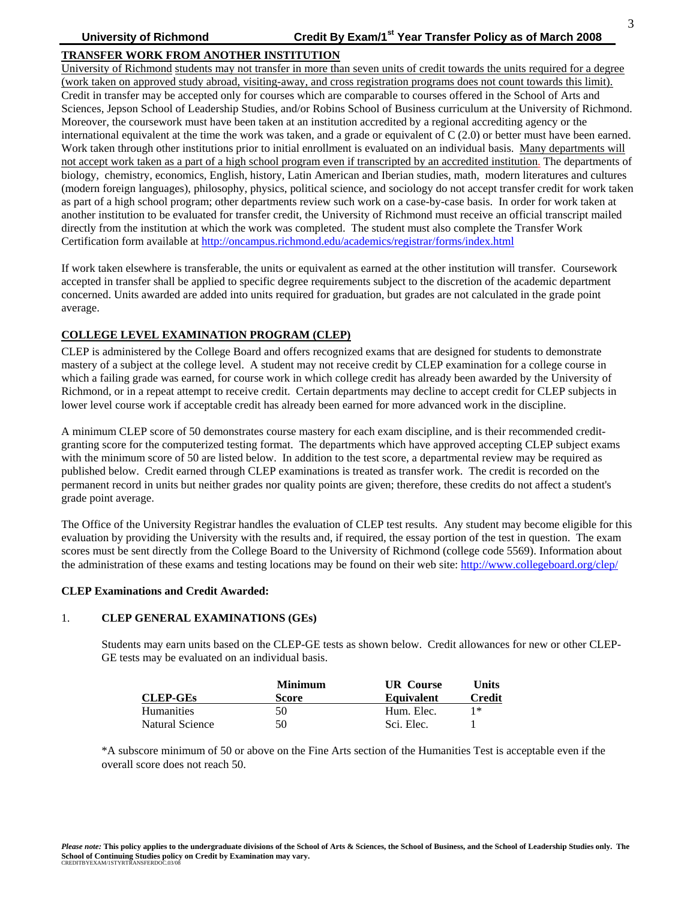## TRANSFER WORK FROM ANOTHER INSTITUTION

University of Richmond students may not transfer in more than seven units of credit towards the units required for a degree (work taken on approved study abroad, visiting-away, and cross registration programs does not count towards this limit). Credit in transfer may be accepted only for courses which are comparable to courses offered in the School of Arts and Sciences, Jepson School of Leadership Studies, and/or Robins School of Business curriculum at the University of Richmond. Moreover, the coursework must have been taken at an institution accredited by a regional accrediting agency or the international equivalent at the time the work was taken, and a grade or equivalent of C (2.0) or better must have been earned. Work taken through other institutions prior to initial enrollment is evaluated on an individual basis. Many departments will not accept work taken as a part of a high school program even if transcripted by an accredited institution. The departments of biology, chemistry, economics, English, history, Latin American and Iberian studies, math, modern literatures and cultures (modern foreign languages), philosophy, physics, political science, and sociology do not accept transfer credit for work taken as part of a high school program; other departments review such work on a case-by-case basis. In order for work taken at another institution to be evaluated for transfer credit, the University of Richmond must receive an official transcript mailed directly from the institution at which the work was completed. The student must also complete the Transfer Work Certification form available at http://oncampus.richmond.edu/academics/registrar/forms/index.html

If work taken elsewhere is transferable, the units or equivalent as earned at the other institution will transfer. Coursework accepted in transfer shall be applied to specific degree requirements subject to the discretion of the academic department concerned. Units awarded are added into units required for graduation, but grades are not calculated in the grade point average.

## COLLEGE LEVEL EXAMINATION PROGRAM (CLEP)

CLEP is administered by the College Board and offers recognized exams that are designed for students to demonstrate mastery of a subject at the college level. A student may not receive credit by CLEP examination for a college course in which a failing grade was earned, for course work in which college credit has already been awarded by the University of Richmond, or in a repeat attempt to receive credit. Certain departments may decline to accept credit for CLEP subjects in lower level course work if acceptable credit has already been earned for more advanced work in the discipline.

A minimum CLEP score of 50 demonstrates course mastery for each exam discipline, and is their recommended credit-granting score for the computerized testing format. The departments which have approved accepting CLEP subject exams with the minimum score of 50 are listed below. In addition to the test score, a departmental review may be required as published below. Credit earned through CLEP examinations is treated as transfer work. The credit is recorded on the permanent record in units but neither grades nor quality points are given; therefore, these credits do not affect a student's grade point average.

The Office of the University Registrar handles the evaluation of CLEP test results. Any student may become eligible for this evaluation by providing the University with the results and, if required, the essay portion of the test in question. The exam scores must be sent directly from the College Board to the University of Richmond (college code 5569). Information about the administration of these exams and testing locations may be found on their web site: http://www.collegeboard.org/clep/

**CLEP Examinations and Credit Awarded:**

1. **CLEP GENERAL EXAMINATIONS (GEs)**

Students may earn units based on the CLEP-GE tests as shown below. Credit allowances for new or other CLEP-GE tests may be evaluated on an individual basis.

| CLEP-GEs | Minimum Score | UR Course Equivalent | Units Credit |
|---|---|---|---|
| Humanities | 50 | Hum. Elec. | 1* |
| Natural Science | 50 | Sci. Elec. | 1 |

*A subscore minimum of 50 or above on the Fine Arts section of the Humanities Test is acceptable even if the overall score does not reach 50.

*Please note:* **This policy applies to the undergraduate divisions of the School of Arts & Sciences, the School of Business, and the School of Leadership Studies only. The School of Continuing Studies policy on Credit by Examination may vary.**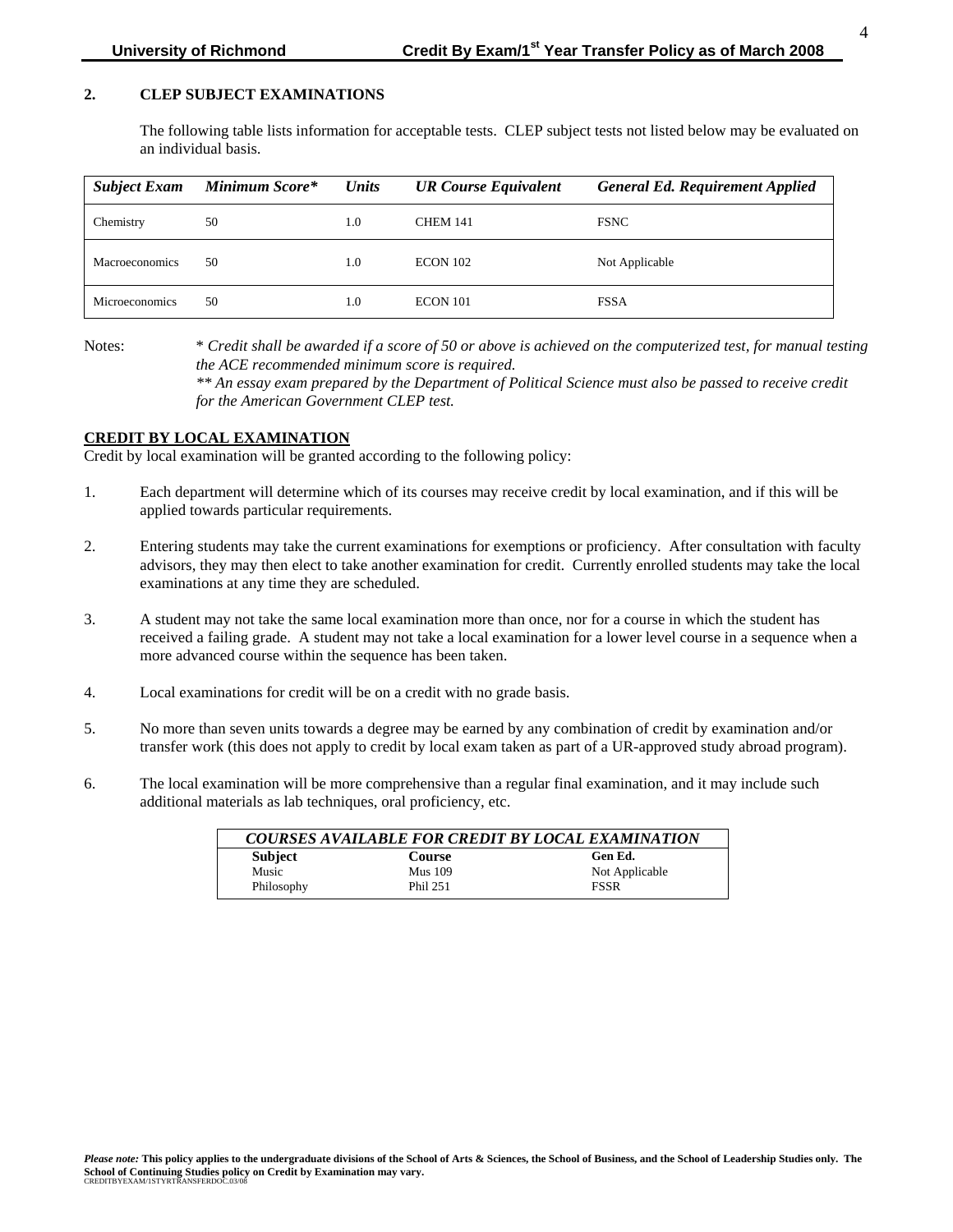## 2. CLEP SUBJECT EXAMINATIONS

The following table lists information for acceptable tests. CLEP subject tests not listed below may be evaluated on an individual basis.

| *Subject Exam* | *Minimum Score\** | *Units* | *UR Course Equivalent* | *General Ed. Requirement Applied* |
|---|---|---|---|---|
| Chemistry | 50 | 1.0 | CHEM 141 | FSNC |
| Macroeconomics | 50 | 1.0 | ECON 102 | Not Applicable |
| Microeconomics | 50 | 1.0 | ECON 101 | FSSA |

Notes: \* *Credit shall be awarded if a score of 50 or above is achieved on the computerized test, for manual testing the ACE recommended minimum score is required.*
*\*\* An essay exam prepared by the Department of Political Science must also be passed to receive credit for the American Government CLEP test.*

## CREDIT BY LOCAL EXAMINATION

Credit by local examination will be granted according to the following policy:

1. Each department will determine which of its courses may receive credit by local examination, and if this will be applied towards particular requirements.

2. Entering students may take the current examinations for exemptions or proficiency. After consultation with faculty advisors, they may then elect to take another examination for credit. Currently enrolled students may take the local examinations at any time they are scheduled.

3. A student may not take the same local examination more than once, nor for a course in which the student has received a failing grade. A student may not take a local examination for a lower level course in a sequence when a more advanced course within the sequence has been taken.

4. Local examinations for credit will be on a credit with no grade basis.

5. No more than seven units towards a degree may be earned by any combination of credit by examination and/or transfer work (this does not apply to credit by local exam taken as part of a UR-approved study abroad program).

6. The local examination will be more comprehensive than a regular final examination, and it may include such additional materials as lab techniques, oral proficiency, etc.

| *COURSES AVAILABLE FOR CREDIT BY LOCAL EXAMINATION* | | |
|---|---|---|
| **Subject** | **Course** | **Gen Ed.** |
| Music | Mus 109 | Not Applicable |
| Philosophy | Phil 251 | FSSR |

***Please note:*** **This policy applies to the undergraduate divisions of the School of Arts & Sciences, the School of Business, and the School of Leadership Studies only. The School of Continuing Studies policy on Credit by Examination may vary.**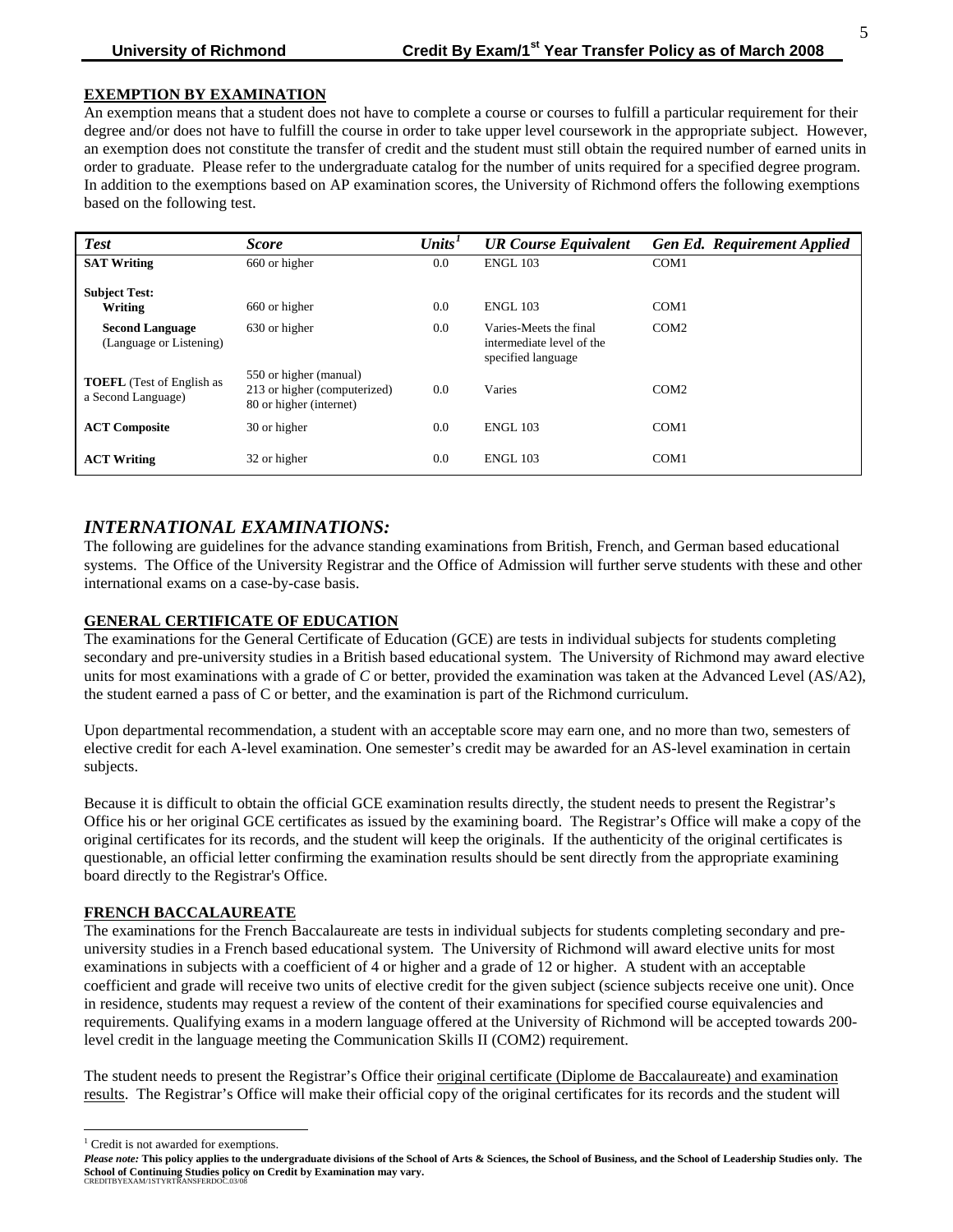## EXEMPTION BY EXAMINATION

An exemption means that a student does not have to complete a course or courses to fulfill a particular requirement for their degree and/or does not have to fulfill the course in order to take upper level coursework in the appropriate subject. However, an exemption does not constitute the transfer of credit and the student must still obtain the required number of earned units in order to graduate. Please refer to the undergraduate catalog for the number of units required for a specified degree program. In addition to the exemptions based on AP examination scores, the University of Richmond offers the following exemptions based on the following test.

| *Test* | *Score* | *Units*[1] | *UR Course Equivalent* | *Gen Ed. Requirement Applied* |
|---|---|---|---|---|
| **SAT Writing** | 660 or higher | 0.0 | ENGL 103 | COM1 |
| **Subject Test:** | | | | |
| **Writing** | 660 or higher | 0.0 | ENGL 103 | COM1 |
| **Second Language** (Language or Listening) | 630 or higher | 0.0 | Varies-Meets the final intermediate level of the specified language | COM2 |
| **TOEFL** (Test of English as a Second Language) | 550 or higher (manual) 213 or higher (computerized) 80 or higher (internet) | 0.0 | Varies | COM2 |
| **ACT Composite** | 30 or higher | 0.0 | ENGL 103 | COM1 |
| **ACT Writing** | 32 or higher | 0.0 | ENGL 103 | COM1 |

## *INTERNATIONAL EXAMINATIONS:*

The following are guidelines for the advance standing examinations from British, French, and German based educational systems. The Office of the University Registrar and the Office of Admission will further serve students with these and other international exams on a case-by-case basis.

### GENERAL CERTIFICATE OF EDUCATION

The examinations for the General Certificate of Education (GCE) are tests in individual subjects for students completing secondary and pre-university studies in a British based educational system. The University of Richmond may award elective units for most examinations with a grade of *C* or better, provided the examination was taken at the Advanced Level (AS/A2), the student earned a pass of C or better, and the examination is part of the Richmond curriculum.

Upon departmental recommendation, a student with an acceptable score may earn one, and no more than two, semesters of elective credit for each A-level examination. One semester's credit may be awarded for an AS-level examination in certain subjects.

Because it is difficult to obtain the official GCE examination results directly, the student needs to present the Registrar's Office his or her original GCE certificates as issued by the examining board. The Registrar's Office will make a copy of the original certificates for its records, and the student will keep the originals. If the authenticity of the original certificates is questionable, an official letter confirming the examination results should be sent directly from the appropriate examining board directly to the Registrar's Office.

### FRENCH BACCALAUREATE

The examinations for the French Baccalaureate are tests in individual subjects for students completing secondary and pre-university studies in a French based educational system. The University of Richmond will award elective units for most examinations in subjects with a coefficient of 4 or higher and a grade of 12 or higher. A student with an acceptable coefficient and grade will receive two units of elective credit for the given subject (science subjects receive one unit). Once in residence, students may request a review of the content of their examinations for specified course equivalencies and requirements. Qualifying exams in a modern language offered at the University of Richmond will be accepted towards 200-level credit in the language meeting the Communication Skills II (COM2) requirement.

The student needs to present the Registrar's Office their original certificate (Diplome de Baccalaureate) and examination results. The Registrar's Office will make their official copy of the original certificates for its records and the student will

[1] Credit is not awarded for exemptions.

***Please note:*** **This policy applies to the undergraduate divisions of the School of Arts & Sciences, the School of Business, and the School of Leadership Studies only. The School of Continuing Studies policy on Credit by Examination may vary.**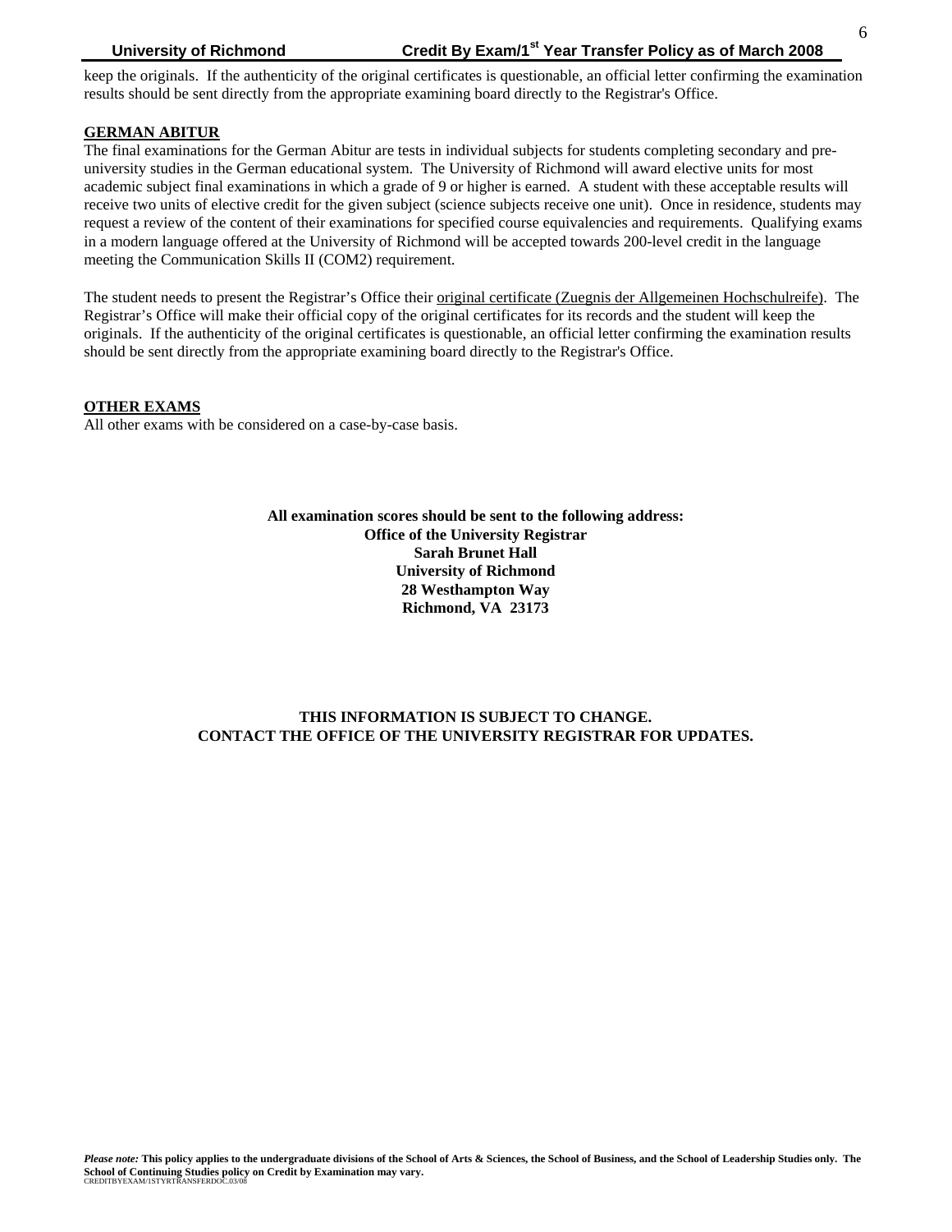keep the originals. If the authenticity of the original certificates is questionable, an official letter confirming the examination results should be sent directly from the appropriate examining board directly to the Registrar's Office.

## GERMAN ABITUR

The final examinations for the German Abitur are tests in individual subjects for students completing secondary and pre-university studies in the German educational system. The University of Richmond will award elective units for most academic subject final examinations in which a grade of 9 or higher is earned. A student with these acceptable results will receive two units of elective credit for the given subject (science subjects receive one unit). Once in residence, students may request a review of the content of their examinations for specified course equivalencies and requirements. Qualifying exams in a modern language offered at the University of Richmond will be accepted towards 200-level credit in the language meeting the Communication Skills II (COM2) requirement.

The student needs to present the Registrar's Office their original certificate (Zuegnis der Allgemeinen Hochschulreife). The Registrar's Office will make their official copy of the original certificates for its records and the student will keep the originals. If the authenticity of the original certificates is questionable, an official letter confirming the examination results should be sent directly from the appropriate examining board directly to the Registrar's Office.

## OTHER EXAMS

All other exams with be considered on a case-by-case basis.

**All examination scores should be sent to the following address:**
**Office of the University Registrar**
**Sarah Brunet Hall**
**University of Richmond**
**28 Westhampton Way**
**Richmond, VA 23173**

**THIS INFORMATION IS SUBJECT TO CHANGE.**
**CONTACT THE OFFICE OF THE UNIVERSITY REGISTRAR FOR UPDATES.**

***Please note:*** **This policy applies to the undergraduate divisions of the School of Arts & Sciences, the School of Business, and the School of Leadership Studies only. The School of Continuing Studies policy on Credit by Examination may vary.**